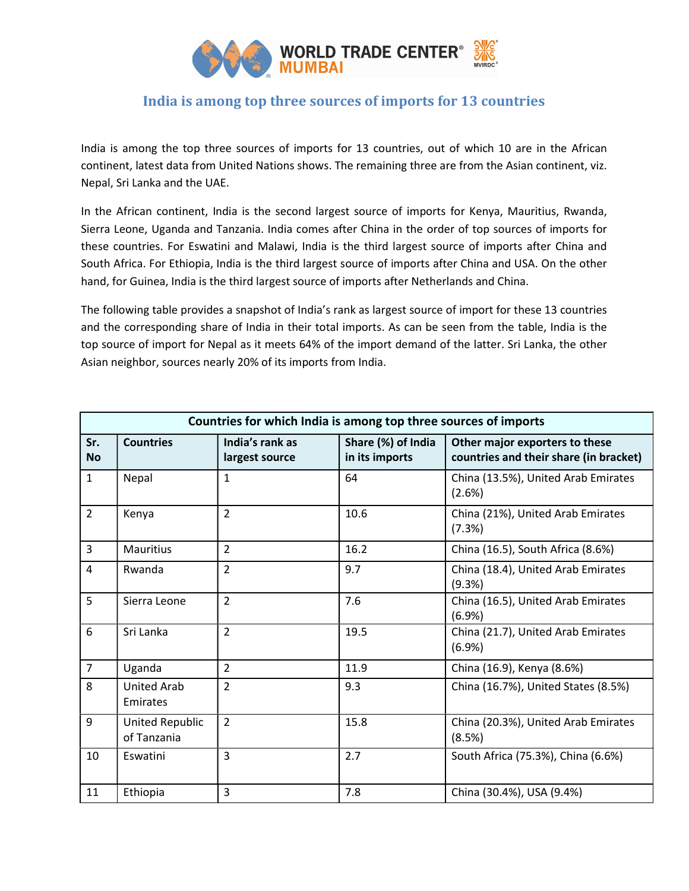WORLD TRADE CENTER® MUMBAI

## India is among top three sources of imports for 13 countries

India is among the top three sources of imports for 13 countries, out of which 10 are in the African continent, latest data from United Nations shows. The remaining three are from the Asian continent, viz. Nepal, Sri Lanka and the UAE.

In the African continent, India is the second largest source of imports for Kenya, Mauritius, Rwanda, Sierra Leone, Uganda and Tanzania. India comes after China in the order of top sources of imports for these countries. For Eswatini and Malawi, India is the third largest source of imports after China and South Africa. For Ethiopia, India is the third largest source of imports after China and USA. On the other hand, for Guinea, India is the third largest source of imports after Netherlands and China.

The following table provides a snapshot of India's rank as largest source of import for these 13 countries and the corresponding share of India in their total imports. As can be seen from the table, India is the top source of import for Nepal as it meets 64% of the import demand of the latter. Sri Lanka, the other Asian neighbor, sources nearly 20% of its imports from India.

**Countries for which India is among top three sources of imports**

| Sr. No | Countries | India's rank as largest source | Share (%) of India in its imports | Other major exporters to these countries and their share (in bracket) |
|---|---|---|---|---|
| 1 | Nepal | 1 | 64 | China (13.5%), United Arab Emirates (2.6%) |
| 2 | Kenya | 2 | 10.6 | China (21%), United Arab Emirates (7.3%) |
| 3 | Mauritius | 2 | 16.2 | China (16.5), South Africa (8.6%) |
| 4 | Rwanda | 2 | 9.7 | China (18.4), United Arab Emirates (9.3%) |
| 5 | Sierra Leone | 2 | 7.6 | China (16.5), United Arab Emirates (6.9%) |
| 6 | Sri Lanka | 2 | 19.5 | China (21.7), United Arab Emirates (6.9%) |
| 7 | Uganda | 2 | 11.9 | China (16.9), Kenya (8.6%) |
| 8 | United Arab Emirates | 2 | 9.3 | China (16.7%), United States (8.5%) |
| 9 | United Republic of Tanzania | 2 | 15.8 | China (20.3%), United Arab Emirates (8.5%) |
| 10 | Eswatini | 3 | 2.7 | South Africa (75.3%), China (6.6%) |
| 11 | Ethiopia | 3 | 7.8 | China (30.4%), USA (9.4%) |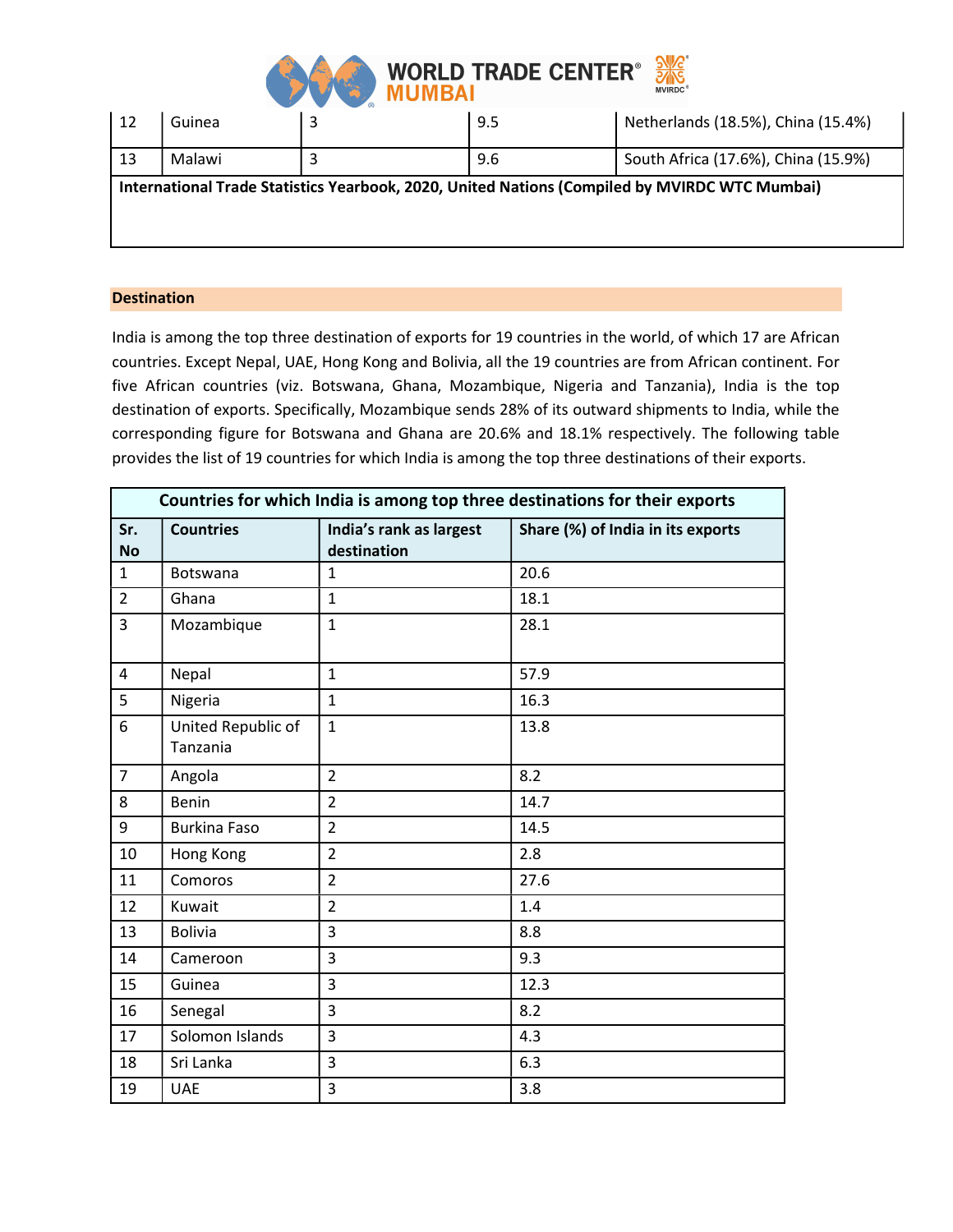| 12 | Guinea | 3 | 9.5 | Netherlands (18.5%), China (15.4%) |
|---|---|---|---|---|
| 13 | Malawi | 3 | 9.6 | South Africa (17.6%), China (15.9%) |
| **International Trade Statistics Yearbook, 2020, United Nations (Compiled by MVIRDC WTC Mumbai)** | | | | |

## Destination

India is among the top three destination of exports for 19 countries in the world, of which 17 are African countries. Except Nepal, UAE, Hong Kong and Bolivia, all the 19 countries are from African continent. For five African countries (viz. Botswana, Ghana, Mozambique, Nigeria and Tanzania), India is the top destination of exports. Specifically, Mozambique sends 28% of its outward shipments to India, while the corresponding figure for Botswana and Ghana are 20.6% and 18.1% respectively. The following table provides the list of 19 countries for which India is among the top three destinations of their exports.

**Countries for which India is among top three destinations for their exports**

| Sr. No | Countries | India's rank as largest destination | Share (%) of India in its exports |
|---|---|---|---|
| 1 | Botswana | 1 | 20.6 |
| 2 | Ghana | 1 | 18.1 |
| 3 | Mozambique | 1 | 28.1 |
| 4 | Nepal | 1 | 57.9 |
| 5 | Nigeria | 1 | 16.3 |
| 6 | United Republic of Tanzania | 1 | 13.8 |
| 7 | Angola | 2 | 8.2 |
| 8 | Benin | 2 | 14.7 |
| 9 | Burkina Faso | 2 | 14.5 |
| 10 | Hong Kong | 2 | 2.8 |
| 11 | Comoros | 2 | 27.6 |
| 12 | Kuwait | 2 | 1.4 |
| 13 | Bolivia | 3 | 8.8 |
| 14 | Cameroon | 3 | 9.3 |
| 15 | Guinea | 3 | 12.3 |
| 16 | Senegal | 3 | 8.2 |
| 17 | Solomon Islands | 3 | 4.3 |
| 18 | Sri Lanka | 3 | 6.3 |
| 19 | UAE | 3 | 3.8 |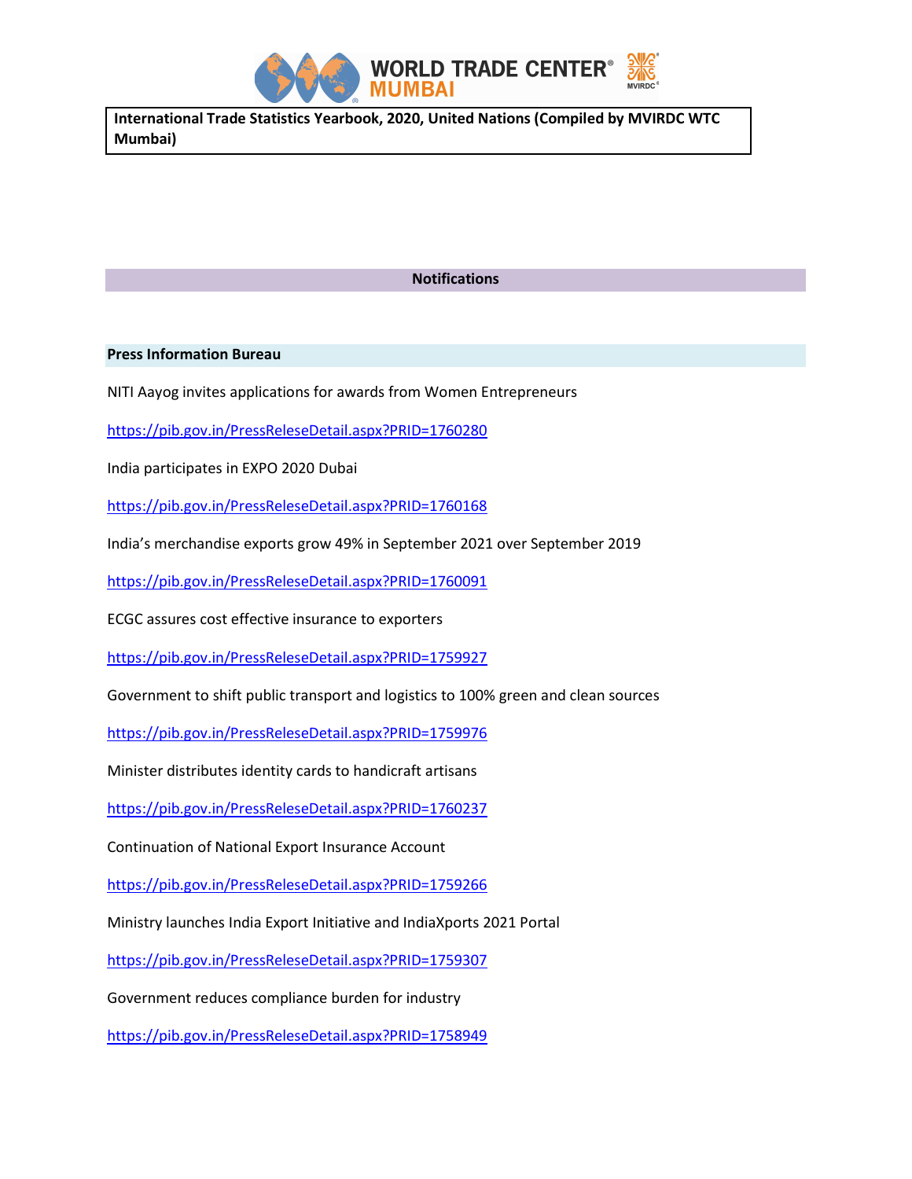**International Trade Statistics Yearbook, 2020, United Nations (Compiled by MVIRDC WTC Mumbai)**

## Notifications

### Press Information Bureau

NITI Aayog invites applications for awards from Women Entrepreneurs

https://pib.gov.in/PressReleseDetail.aspx?PRID=1760280

India participates in EXPO 2020 Dubai

https://pib.gov.in/PressReleseDetail.aspx?PRID=1760168

India's merchandise exports grow 49% in September 2021 over September 2019

https://pib.gov.in/PressReleseDetail.aspx?PRID=1760091

ECGC assures cost effective insurance to exporters

https://pib.gov.in/PressReleseDetail.aspx?PRID=1759927

Government to shift public transport and logistics to 100% green and clean sources

https://pib.gov.in/PressReleseDetail.aspx?PRID=1759976

Minister distributes identity cards to handicraft artisans

https://pib.gov.in/PressReleseDetail.aspx?PRID=1760237

Continuation of National Export Insurance Account

https://pib.gov.in/PressReleseDetail.aspx?PRID=1759266

Ministry launches India Export Initiative and IndiaXports 2021 Portal

https://pib.gov.in/PressReleseDetail.aspx?PRID=1759307

Government reduces compliance burden for industry

https://pib.gov.in/PressReleseDetail.aspx?PRID=1758949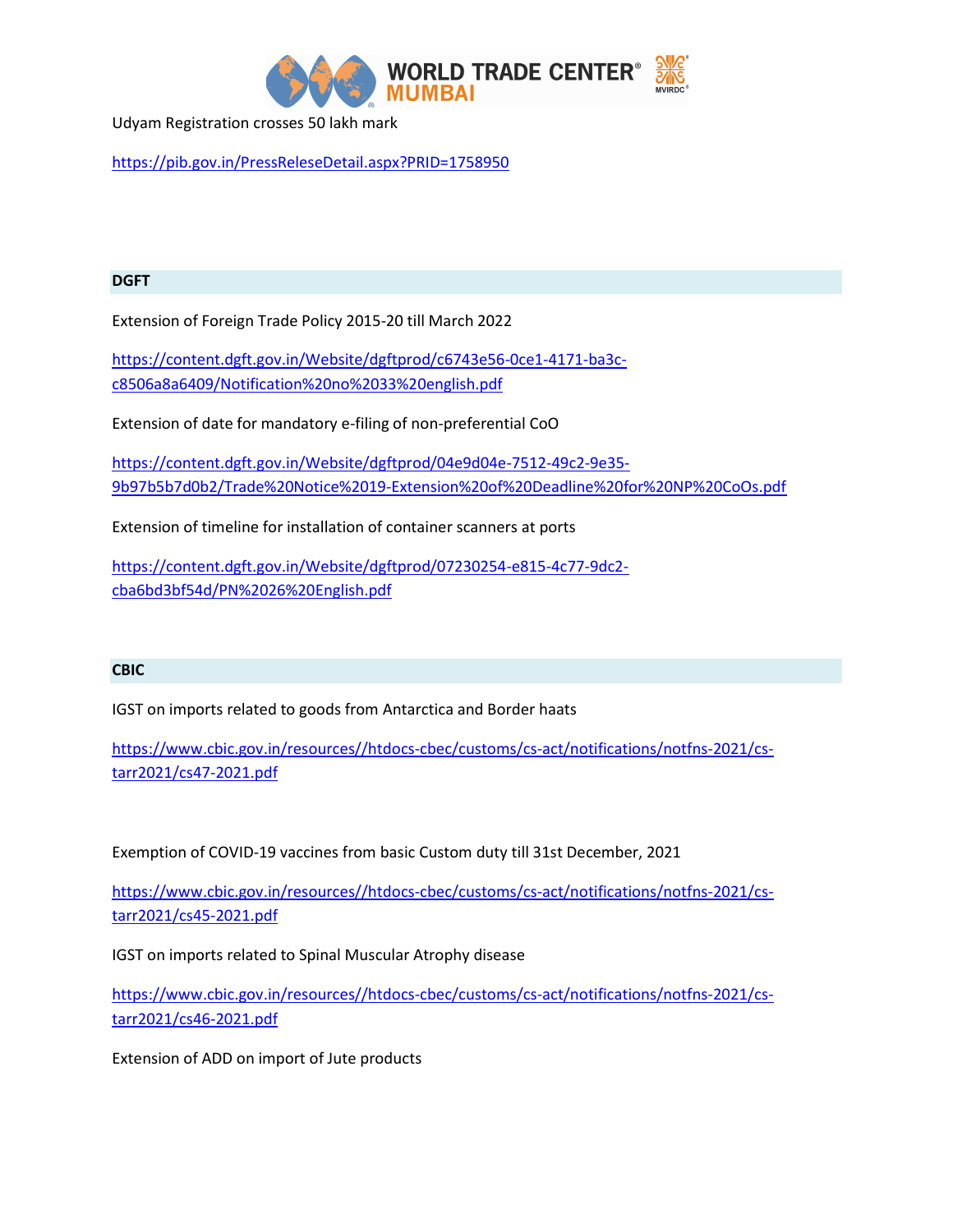Udyam Registration crosses 50 lakh mark

https://pib.gov.in/PressReleseDetail.aspx?PRID=1758950

## DGFT

Extension of Foreign Trade Policy 2015-20 till March 2022

https://content.dgft.gov.in/Website/dgftprod/c6743e56-0ce1-4171-ba3c-c8506a8a6409/Notification%20no%2033%20english.pdf

Extension of date for mandatory e-filing of non-preferential CoO

https://content.dgft.gov.in/Website/dgftprod/04e9d04e-7512-49c2-9e35-9b97b5b7d0b2/Trade%20Notice%2019-Extension%20of%20Deadline%20for%20NP%20CoOs.pdf

Extension of timeline for installation of container scanners at ports

https://content.dgft.gov.in/Website/dgftprod/07230254-e815-4c77-9dc2-cba6bd3bf54d/PN%2026%20English.pdf

## CBIC

IGST on imports related to goods from Antarctica and Border haats

https://www.cbic.gov.in/resources//htdocs-cbec/customs/cs-act/notifications/notfns-2021/cs-tarr2021/cs47-2021.pdf

Exemption of COVID-19 vaccines from basic Custom duty till 31st December, 2021

https://www.cbic.gov.in/resources//htdocs-cbec/customs/cs-act/notifications/notfns-2021/cs-tarr2021/cs45-2021.pdf

IGST on imports related to Spinal Muscular Atrophy disease

https://www.cbic.gov.in/resources//htdocs-cbec/customs/cs-act/notifications/notfns-2021/cs-tarr2021/cs46-2021.pdf

Extension of ADD on import of Jute products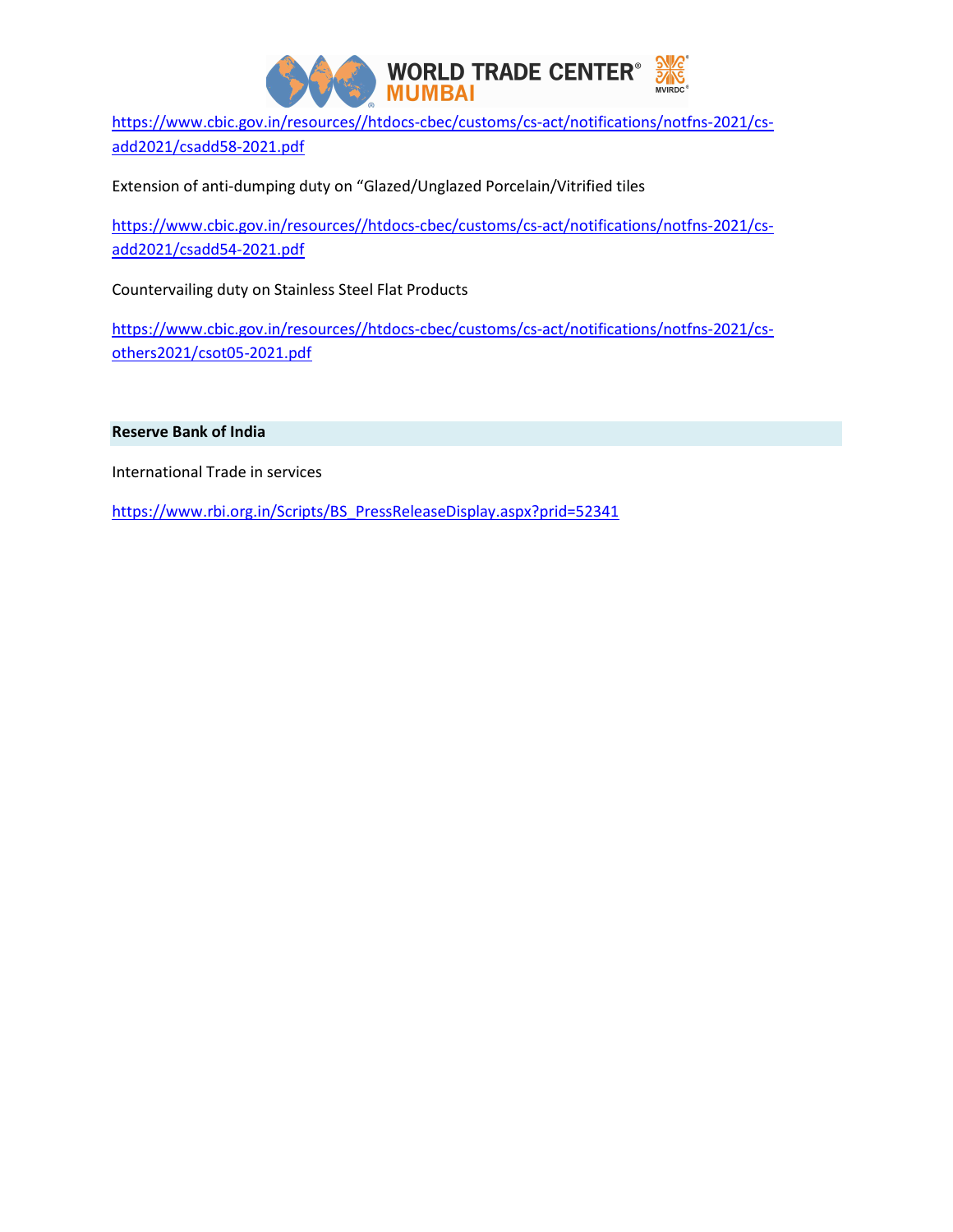https://www.cbic.gov.in/resources//htdocs-cbec/customs/cs-act/notifications/notfns-2021/cs-add2021/csadd58-2021.pdf

Extension of anti-dumping duty on "Glazed/Unglazed Porcelain/Vitrified tiles

https://www.cbic.gov.in/resources//htdocs-cbec/customs/cs-act/notifications/notfns-2021/cs-add2021/csadd54-2021.pdf

Countervailing duty on Stainless Steel Flat Products

https://www.cbic.gov.in/resources//htdocs-cbec/customs/cs-act/notifications/notfns-2021/cs-others2021/csot05-2021.pdf

**Reserve Bank of India**

International Trade in services

https://www.rbi.org.in/Scripts/BS_PressReleaseDisplay.aspx?prid=52341